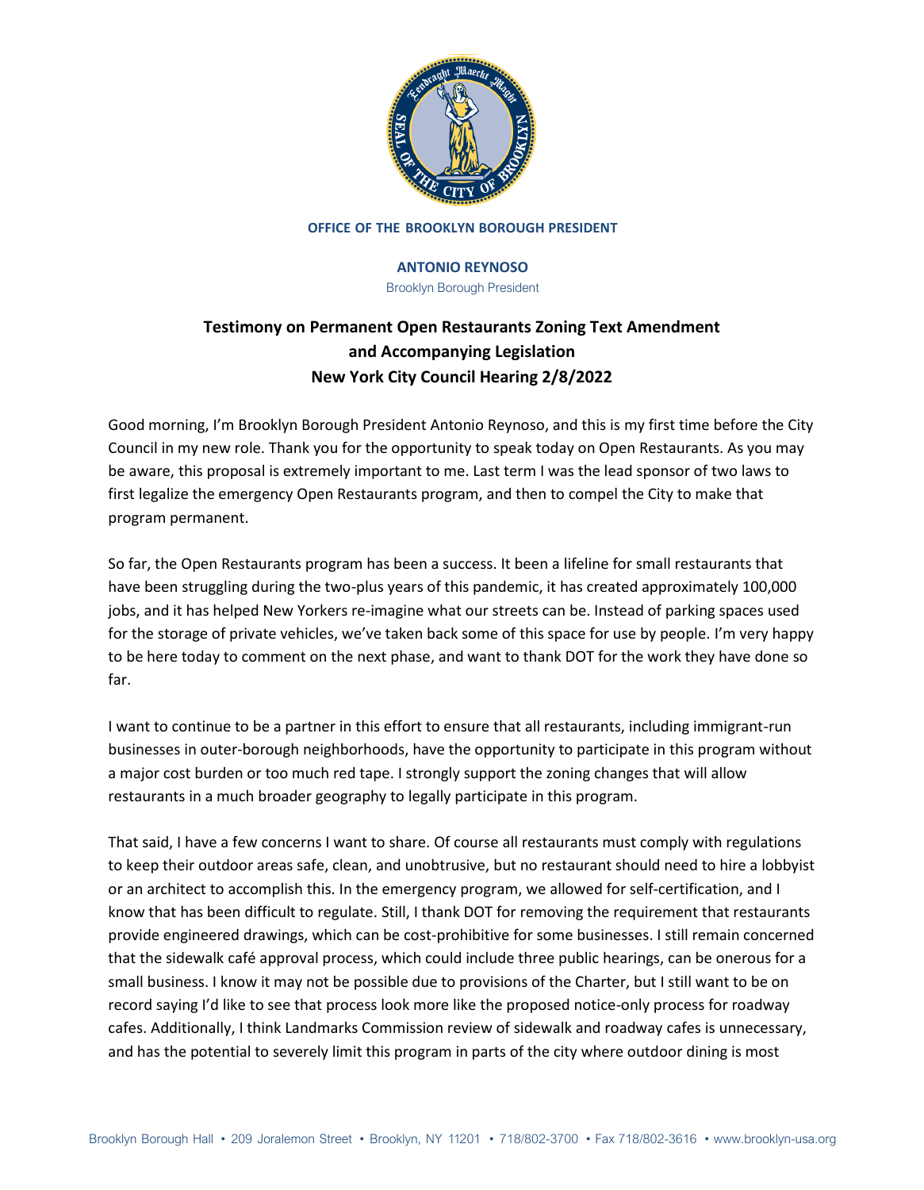**OFFICE OF THE BROOKLYN BOROUGH PRESIDENT**

**ANTONIO REYNOSO**
Brooklyn Borough President

# Testimony on Permanent Open Restaurants Zoning Text Amendment and Accompanying Legislation New York City Council Hearing 2/8/2022

Good morning, I'm Brooklyn Borough President Antonio Reynoso, and this is my first time before the City Council in my new role. Thank you for the opportunity to speak today on Open Restaurants. As you may be aware, this proposal is extremely important to me. Last term I was the lead sponsor of two laws to first legalize the emergency Open Restaurants program, and then to compel the City to make that program permanent.

So far, the Open Restaurants program has been a success. It been a lifeline for small restaurants that have been struggling during the two-plus years of this pandemic, it has created approximately 100,000 jobs, and it has helped New Yorkers re-imagine what our streets can be. Instead of parking spaces used for the storage of private vehicles, we've taken back some of this space for use by people. I'm very happy to be here today to comment on the next phase, and want to thank DOT for the work they have done so far.

I want to continue to be a partner in this effort to ensure that all restaurants, including immigrant-run businesses in outer-borough neighborhoods, have the opportunity to participate in this program without a major cost burden or too much red tape. I strongly support the zoning changes that will allow restaurants in a much broader geography to legally participate in this program.

That said, I have a few concerns I want to share. Of course all restaurants must comply with regulations to keep their outdoor areas safe, clean, and unobtrusive, but no restaurant should need to hire a lobbyist or an architect to accomplish this. In the emergency program, we allowed for self-certification, and I know that has been difficult to regulate. Still, I thank DOT for removing the requirement that restaurants provide engineered drawings, which can be cost-prohibitive for some businesses. I still remain concerned that the sidewalk café approval process, which could include three public hearings, can be onerous for a small business. I know it may not be possible due to provisions of the Charter, but I still want to be on record saying I'd like to see that process look more like the proposed notice-only process for roadway cafes. Additionally, I think Landmarks Commission review of sidewalk and roadway cafes is unnecessary, and has the potential to severely limit this program in parts of the city where outdoor dining is most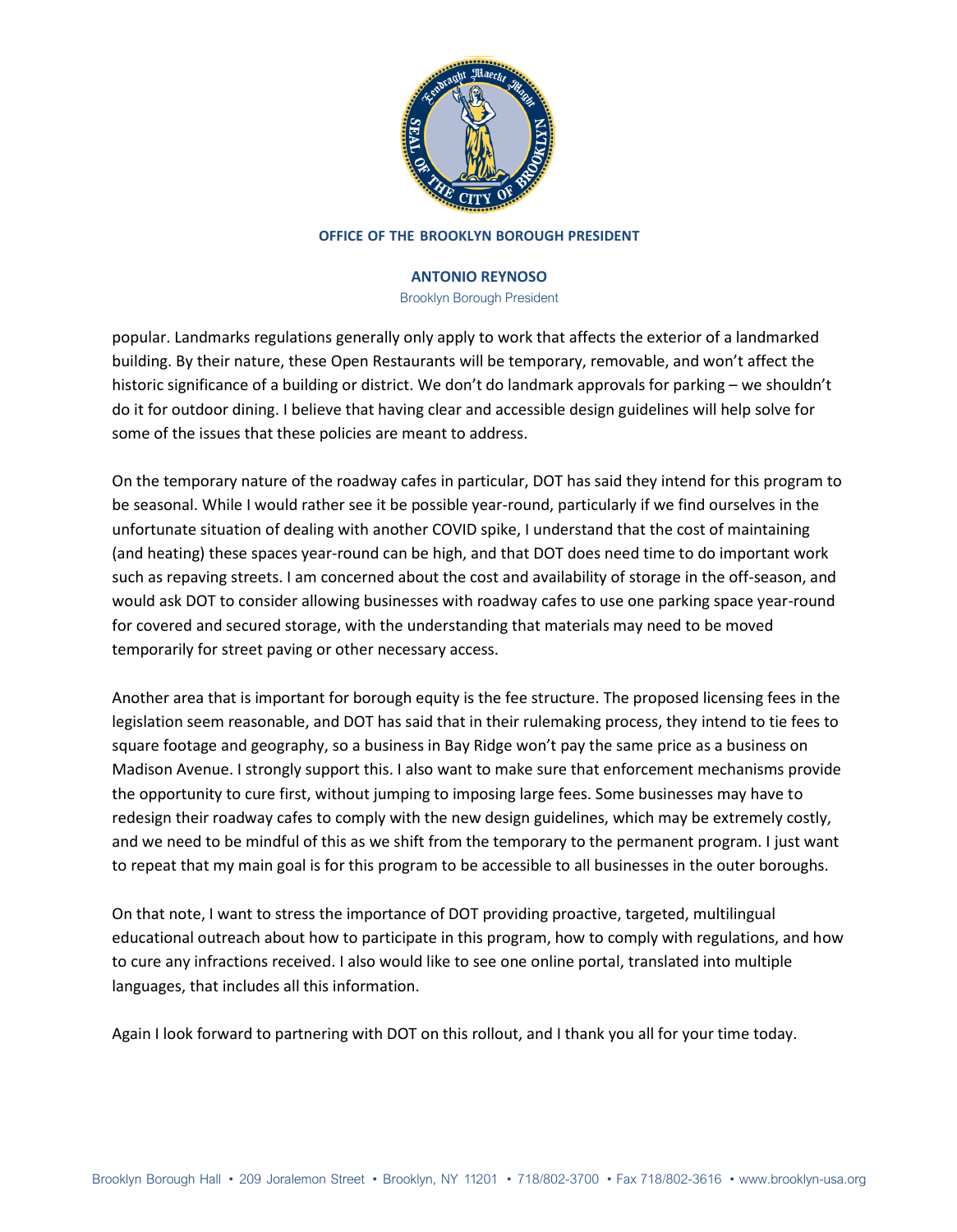popular. Landmarks regulations generally only apply to work that affects the exterior of a landmarked building. By their nature, these Open Restaurants will be temporary, removable, and won't affect the historic significance of a building or district. We don't do landmark approvals for parking – we shouldn't do it for outdoor dining. I believe that having clear and accessible design guidelines will help solve for some of the issues that these policies are meant to address.

On the temporary nature of the roadway cafes in particular, DOT has said they intend for this program to be seasonal. While I would rather see it be possible year-round, particularly if we find ourselves in the unfortunate situation of dealing with another COVID spike, I understand that the cost of maintaining (and heating) these spaces year-round can be high, and that DOT does need time to do important work such as repaving streets. I am concerned about the cost and availability of storage in the off-season, and would ask DOT to consider allowing businesses with roadway cafes to use one parking space year-round for covered and secured storage, with the understanding that materials may need to be moved temporarily for street paving or other necessary access.

Another area that is important for borough equity is the fee structure. The proposed licensing fees in the legislation seem reasonable, and DOT has said that in their rulemaking process, they intend to tie fees to square footage and geography, so a business in Bay Ridge won't pay the same price as a business on Madison Avenue. I strongly support this. I also want to make sure that enforcement mechanisms provide the opportunity to cure first, without jumping to imposing large fees. Some businesses may have to redesign their roadway cafes to comply with the new design guidelines, which may be extremely costly, and we need to be mindful of this as we shift from the temporary to the permanent program. I just want to repeat that my main goal is for this program to be accessible to all businesses in the outer boroughs.

On that note, I want to stress the importance of DOT providing proactive, targeted, multilingual educational outreach about how to participate in this program, how to comply with regulations, and how to cure any infractions received. I also would like to see one online portal, translated into multiple languages, that includes all this information.

Again I look forward to partnering with DOT on this rollout, and I thank you all for your time today.